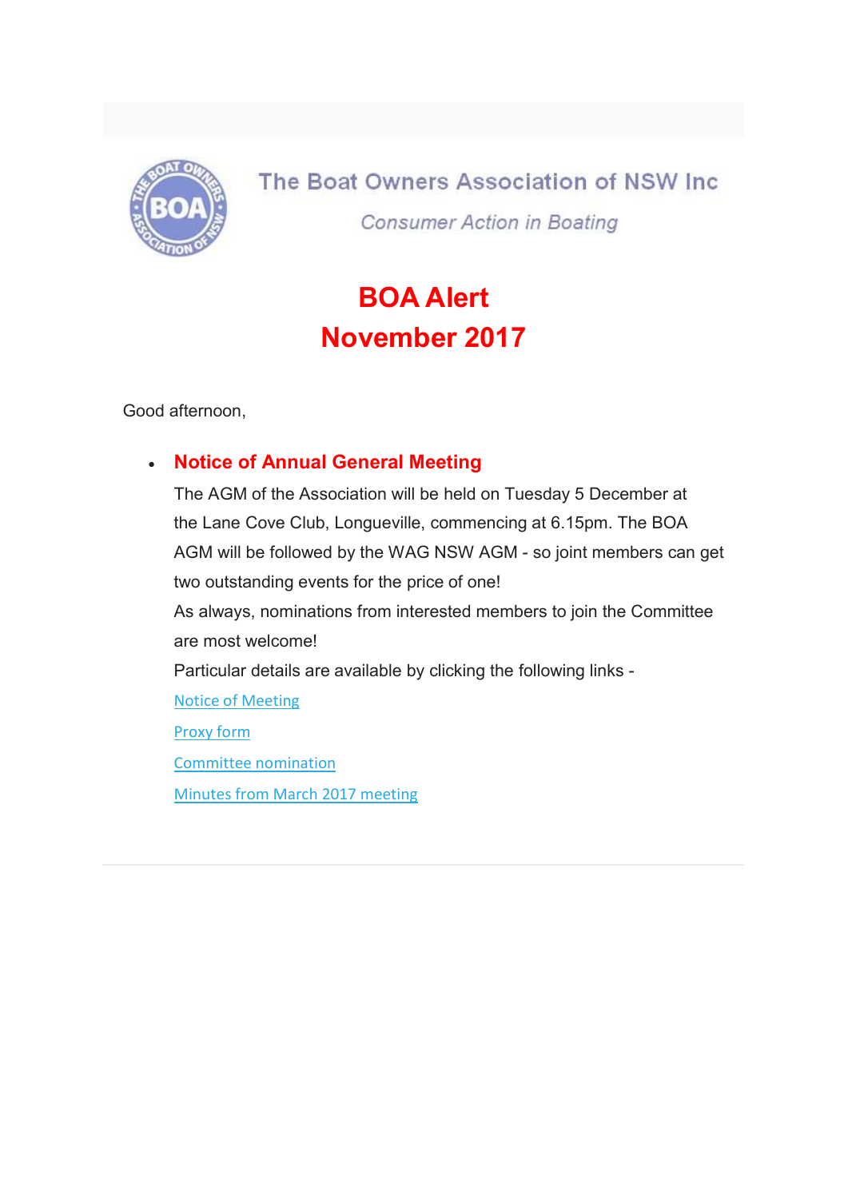The Boat Owners Association of NSW Inc

*Consumer Action in Boating*

# BOA Alert
# November 2017

Good afternoon,

- **Notice of Annual General Meeting**

  The AGM of the Association will be held on Tuesday 5 December at the Lane Cove Club, Longueville, commencing at 6.15pm. The BOA AGM will be followed by the WAG NSW AGM - so joint members can get two outstanding events for the price of one!

  As always, nominations from interested members to join the Committee are most welcome!

  Particular details are available by clicking the following links -

  Notice of Meeting

  Proxy form

  Committee nomination

  Minutes from March 2017 meeting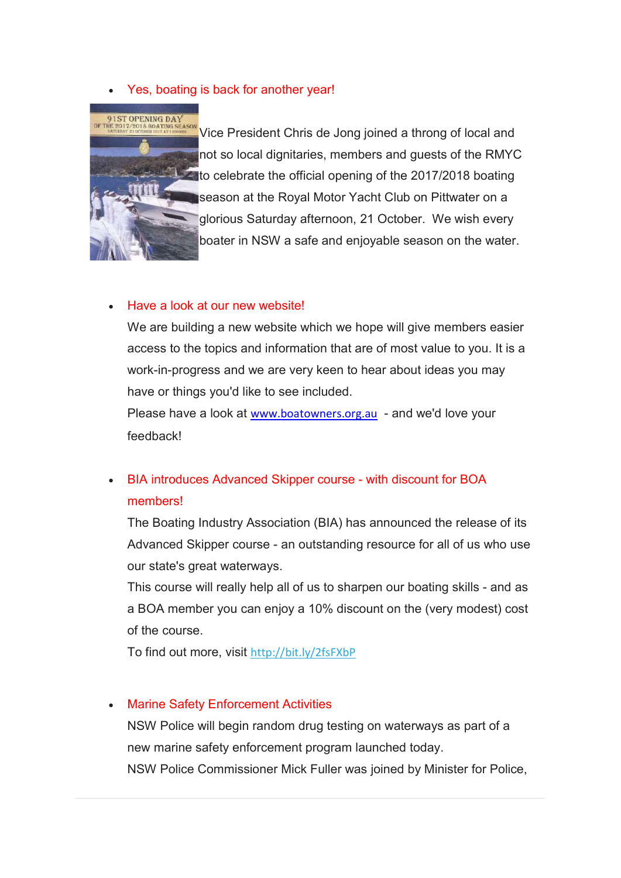- Yes, boating is back for another year!

Vice President Chris de Jong joined a throng of local and not so local dignitaries, members and guests of the RMYC to celebrate the official opening of the 2017/2018 boating season at the Royal Motor Yacht Club on Pittwater on a glorious Saturday afternoon, 21 October. We wish every boater in NSW a safe and enjoyable season on the water.

- Have a look at our new website!

  We are building a new website which we hope will give members easier access to the topics and information that are of most value to you. It is a work-in-progress and we are very keen to hear about ideas you may have or things you'd like to see included.

  Please have a look at www.boatowners.org.au - and we'd love your feedback!

- BIA introduces Advanced Skipper course - with discount for BOA members!

  The Boating Industry Association (BIA) has announced the release of its Advanced Skipper course - an outstanding resource for all of us who use our state's great waterways.

  This course will really help all of us to sharpen our boating skills - and as a BOA member you can enjoy a 10% discount on the (very modest) cost of the course.

  To find out more, visit http://bit.ly/2fsFXbP

- Marine Safety Enforcement Activities

  NSW Police will begin random drug testing on waterways as part of a new marine safety enforcement program launched today.

  NSW Police Commissioner Mick Fuller was joined by Minister for Police,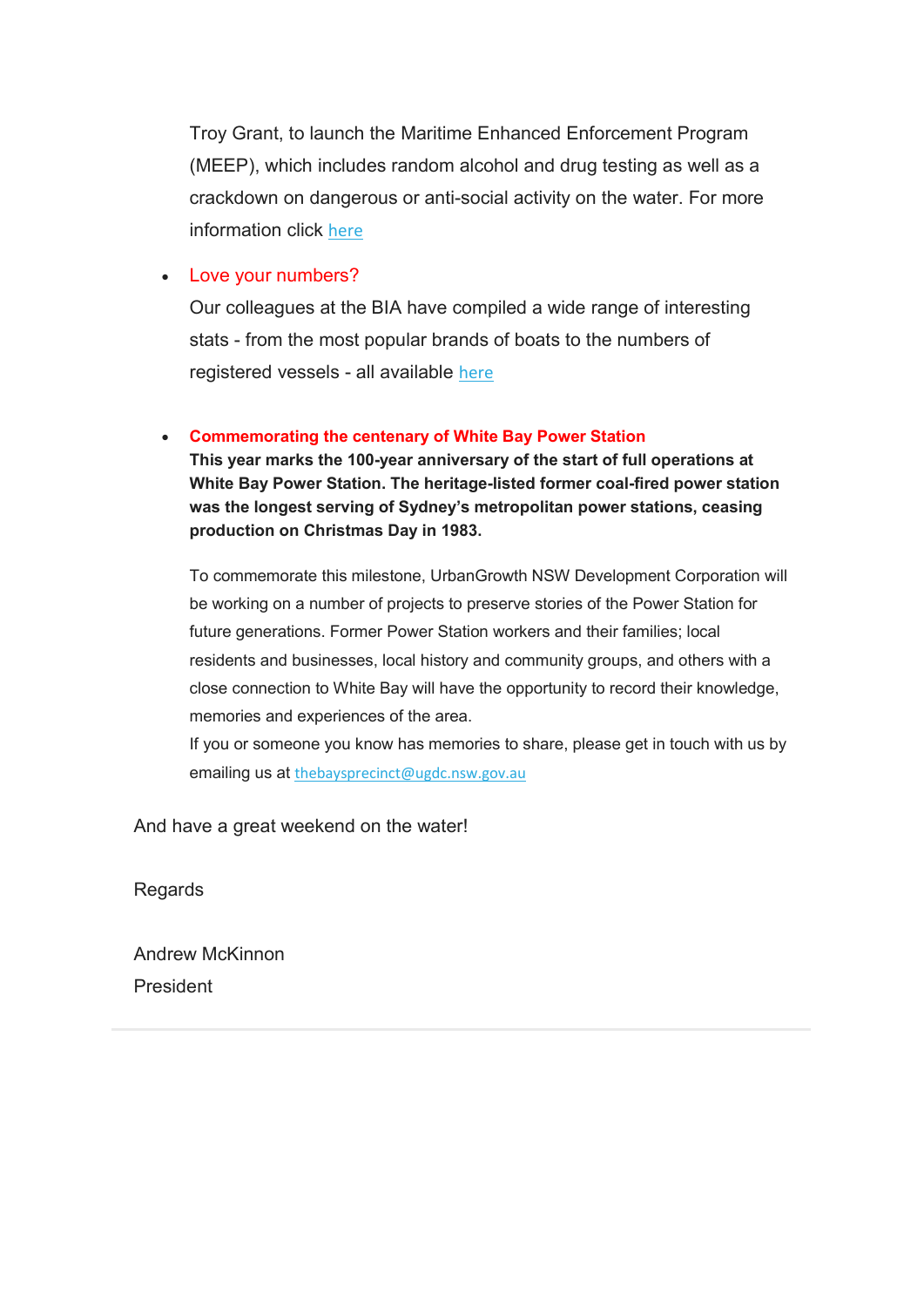Troy Grant, to launch the Maritime Enhanced Enforcement Program (MEEP), which includes random alcohol and drug testing as well as a crackdown on dangerous or anti-social activity on the water. For more information click here

- Love your numbers?
  Our colleagues at the BIA have compiled a wide range of interesting stats - from the most popular brands of boats to the numbers of registered vessels - all available here

- **Commemorating the centenary of White Bay Power Station**
  **This year marks the 100-year anniversary of the start of full operations at White Bay Power Station. The heritage-listed former coal-fired power station was the longest serving of Sydney's metropolitan power stations, ceasing production on Christmas Day in 1983.**

  To commemorate this milestone, UrbanGrowth NSW Development Corporation will be working on a number of projects to preserve stories of the Power Station for future generations. Former Power Station workers and their families; local residents and businesses, local history and community groups, and others with a close connection to White Bay will have the opportunity to record their knowledge, memories and experiences of the area.
  If you or someone you know has memories to share, please get in touch with us by emailing us at thebaysprecinct@ugdc.nsw.gov.au

And have a great weekend on the water!

Regards

Andrew McKinnon
President